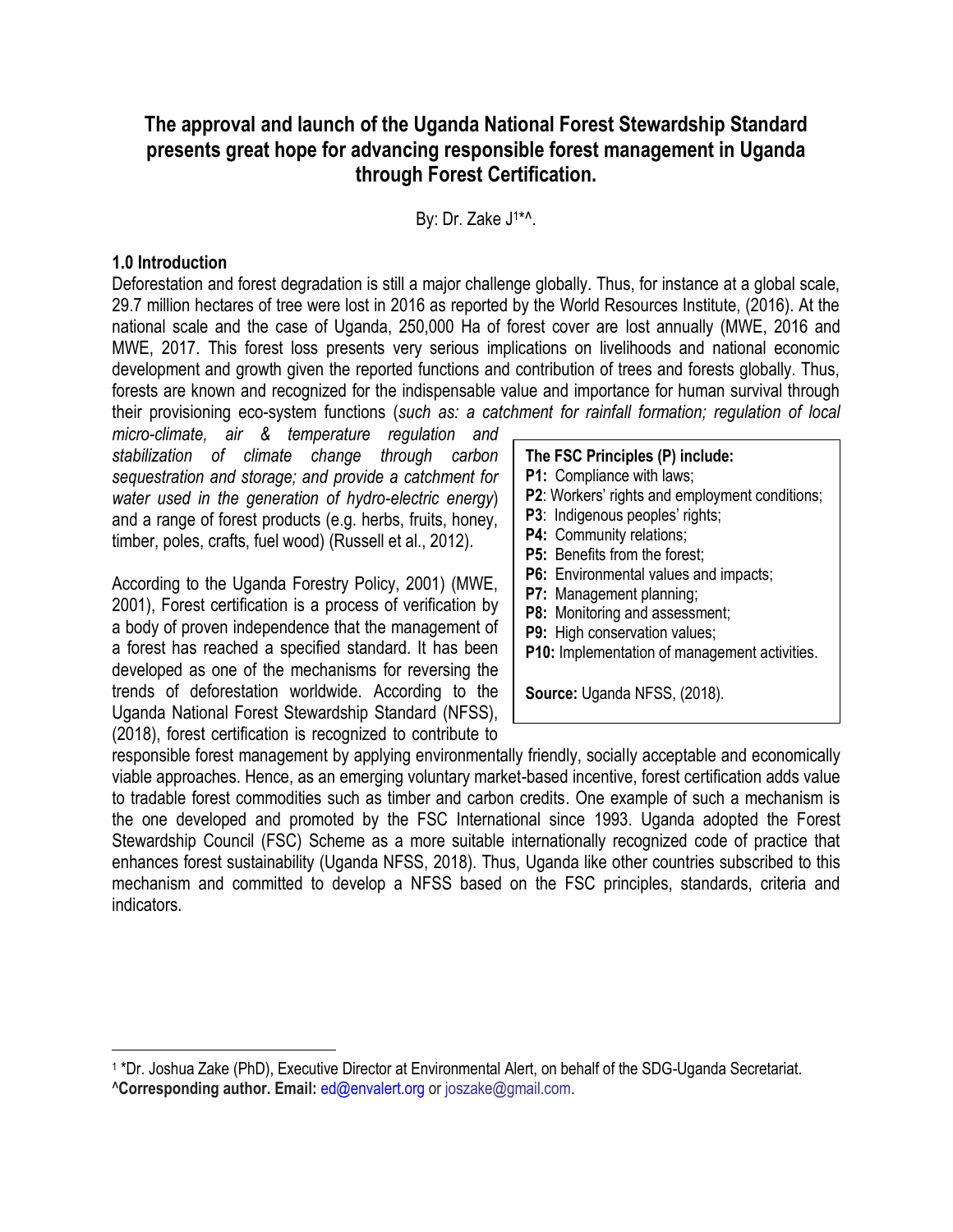# The approval and launch of the Uganda National Forest Stewardship Standard presents great hope for advancing responsible forest management in Uganda through Forest Certification.

By: Dr. Zake J[1]*^.

## 1.0 Introduction

Deforestation and forest degradation is still a major challenge globally. Thus, for instance at a global scale, 29.7 million hectares of tree were lost in 2016 as reported by the World Resources Institute, (2016). At the national scale and the case of Uganda, 250,000 Ha of forest cover are lost annually (MWE, 2016 and MWE, 2017. This forest loss presents very serious implications on livelihoods and national economic development and growth given the reported functions and contribution of trees and forests globally. Thus, forests are known and recognized for the indispensable value and importance for human survival through their provisioning eco-system functions (*such as: a catchment for rainfall formation; regulation of local micro-climate, air & temperature regulation and stabilization of climate change through carbon sequestration and storage; and provide a catchment for water used in the generation of hydro-electric energy*) and a range of forest products (e.g. herbs, fruits, honey, timber, poles, crafts, fuel wood) (Russell et al., 2012).

According to the Uganda Forestry Policy, 2001) (MWE, 2001), Forest certification is a process of verification by a body of proven independence that the management of a forest has reached a specified standard. It has been developed as one of the mechanisms for reversing the trends of deforestation worldwide. According to the Uganda National Forest Stewardship Standard (NFSS), (2018), forest certification is recognized to contribute to responsible forest management by applying environmentally friendly, socially acceptable and economically viable approaches. Hence, as an emerging voluntary market-based incentive, forest certification adds value to tradable forest commodities such as timber and carbon credits. One example of such a mechanism is the one developed and promoted by the FSC International since 1993. Uganda adopted the Forest Stewardship Council (FSC) Scheme as a more suitable internationally recognized code of practice that enhances forest sustainability (Uganda NFSS, 2018). Thus, Uganda like other countries subscribed to this mechanism and committed to develop a NFSS based on the FSC principles, standards, criteria and indicators.

**The FSC Principles (P) include:**

- **P1:** Compliance with laws;
- **P2**: Workers' rights and employment conditions;
- **P3**: Indigenous peoples' rights;
- **P4:** Community relations;
- **P5:** Benefits from the forest;
- **P6:** Environmental values and impacts;
- **P7:** Management planning;
- **P8:** Monitoring and assessment;
- **P9:** High conservation values;
- **P10:** Implementation of management activities.

**Source:** Uganda NFSS, (2018).

---

[1] *Dr. Joshua Zake (PhD), Executive Director at Environmental Alert, on behalf of the SDG-Uganda Secretariat.
^**Corresponding author. Email:** ed@envalert.org or joszake@gmail.com.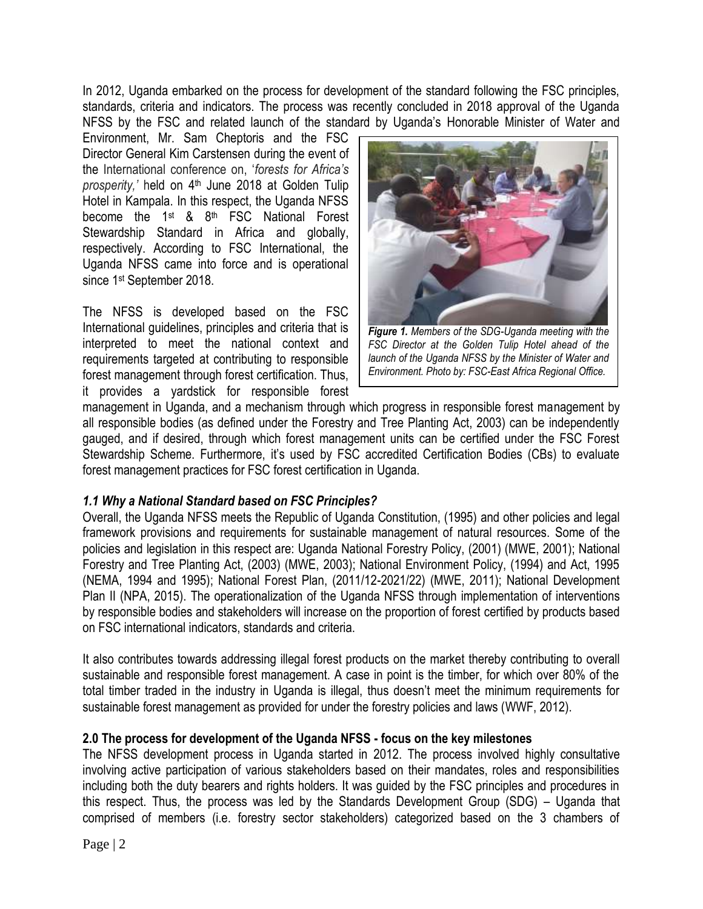In 2012, Uganda embarked on the process for development of the standard following the FSC principles, standards, criteria and indicators. The process was recently concluded in 2018 approval of the Uganda NFSS by the FSC and related launch of the standard by Uganda's Honorable Minister of Water and Environment, Mr. Sam Cheptoris and the FSC Director General Kim Carstensen during the event of the International conference on, '*forests for Africa's prosperity,'* held on 4th June 2018 at Golden Tulip Hotel in Kampala. In this respect, the Uganda NFSS become the 1st & 8th FSC National Forest Stewardship Standard in Africa and globally, respectively. According to FSC International, the Uganda NFSS came into force and is operational since 1st September 2018.

***Figure 1.*** ***Members of the SDG-Uganda meeting with the FSC Director at the Golden Tulip Hotel ahead of the launch of the Uganda NFSS by the Minister of Water and Environment. Photo by: FSC-East Africa Regional Office.***

The NFSS is developed based on the FSC International guidelines, principles and criteria that is interpreted to meet the national context and requirements targeted at contributing to responsible forest management through forest certification. Thus, it provides a yardstick for responsible forest management in Uganda, and a mechanism through which progress in responsible forest management by all responsible bodies (as defined under the Forestry and Tree Planting Act, 2003) can be independently gauged, and if desired, through which forest management units can be certified under the FSC Forest Stewardship Scheme. Furthermore, it's used by FSC accredited Certification Bodies (CBs) to evaluate forest management practices for FSC forest certification in Uganda.

### *1.1 Why a National Standard based on FSC Principles?*

Overall, the Uganda NFSS meets the Republic of Uganda Constitution, (1995) and other policies and legal framework provisions and requirements for sustainable management of natural resources. Some of the policies and legislation in this respect are: Uganda National Forestry Policy, (2001) (MWE, 2001); National Forestry and Tree Planting Act, (2003) (MWE, 2003); National Environment Policy, (1994) and Act, 1995 (NEMA, 1994 and 1995); National Forest Plan, (2011/12-2021/22) (MWE, 2011); National Development Plan II (NPA, 2015). The operationalization of the Uganda NFSS through implementation of interventions by responsible bodies and stakeholders will increase on the proportion of forest certified by products based on FSC international indicators, standards and criteria.

It also contributes towards addressing illegal forest products on the market thereby contributing to overall sustainable and responsible forest management. A case in point is the timber, for which over 80% of the total timber traded in the industry in Uganda is illegal, thus doesn't meet the minimum requirements for sustainable forest management as provided for under the forestry policies and laws (WWF, 2012).

## 2.0 The process for development of the Uganda NFSS - focus on the key milestones

The NFSS development process in Uganda started in 2012. The process involved highly consultative involving active participation of various stakeholders based on their mandates, roles and responsibilities including both the duty bearers and rights holders. It was guided by the FSC principles and procedures in this respect. Thus, the process was led by the Standards Development Group (SDG) – Uganda that comprised of members (i.e. forestry sector stakeholders) categorized based on the 3 chambers of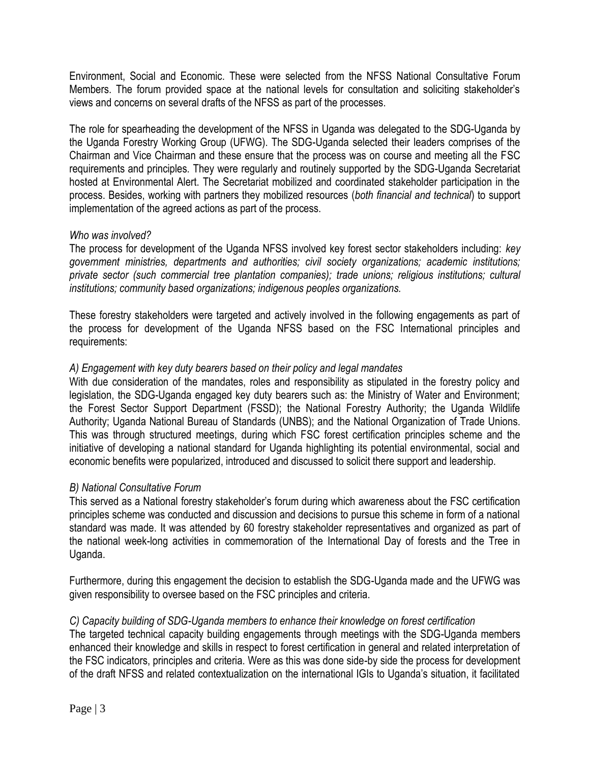Environment, Social and Economic. These were selected from the NFSS National Consultative Forum Members. The forum provided space at the national levels for consultation and soliciting stakeholder's views and concerns on several drafts of the NFSS as part of the processes.

The role for spearheading the development of the NFSS in Uganda was delegated to the SDG-Uganda by the Uganda Forestry Working Group (UFWG). The SDG-Uganda selected their leaders comprises of the Chairman and Vice Chairman and these ensure that the process was on course and meeting all the FSC requirements and principles. They were regularly and routinely supported by the SDG-Uganda Secretariat hosted at Environmental Alert. The Secretariat mobilized and coordinated stakeholder participation in the process. Besides, working with partners they mobilized resources (*both financial and technical*) to support implementation of the agreed actions as part of the process.

*Who was involved?*

The process for development of the Uganda NFSS involved key forest sector stakeholders including: *key government ministries, departments and authorities; civil society organizations; academic institutions; private sector (such commercial tree plantation companies); trade unions; religious institutions; cultural institutions; community based organizations; indigenous peoples organizations.*

These forestry stakeholders were targeted and actively involved in the following engagements as part of the process for development of the Uganda NFSS based on the FSC International principles and requirements:

*A) Engagement with key duty bearers based on their policy and legal mandates*

With due consideration of the mandates, roles and responsibility as stipulated in the forestry policy and legislation, the SDG-Uganda engaged key duty bearers such as: the Ministry of Water and Environment; the Forest Sector Support Department (FSSD); the National Forestry Authority; the Uganda Wildlife Authority; Uganda National Bureau of Standards (UNBS); and the National Organization of Trade Unions. This was through structured meetings, during which FSC forest certification principles scheme and the initiative of developing a national standard for Uganda highlighting its potential environmental, social and economic benefits were popularized, introduced and discussed to solicit there support and leadership.

*B) National Consultative Forum*

This served as a National forestry stakeholder's forum during which awareness about the FSC certification principles scheme was conducted and discussion and decisions to pursue this scheme in form of a national standard was made. It was attended by 60 forestry stakeholder representatives and organized as part of the national week-long activities in commemoration of the International Day of forests and the Tree in Uganda.

Furthermore, during this engagement the decision to establish the SDG-Uganda made and the UFWG was given responsibility to oversee based on the FSC principles and criteria.

*C) Capacity building of SDG-Uganda members to enhance their knowledge on forest certification*

The targeted technical capacity building engagements through meetings with the SDG-Uganda members enhanced their knowledge and skills in respect to forest certification in general and related interpretation of the FSC indicators, principles and criteria. Were as this was done side-by side the process for development of the draft NFSS and related contextualization on the international IGIs to Uganda's situation, it facilitated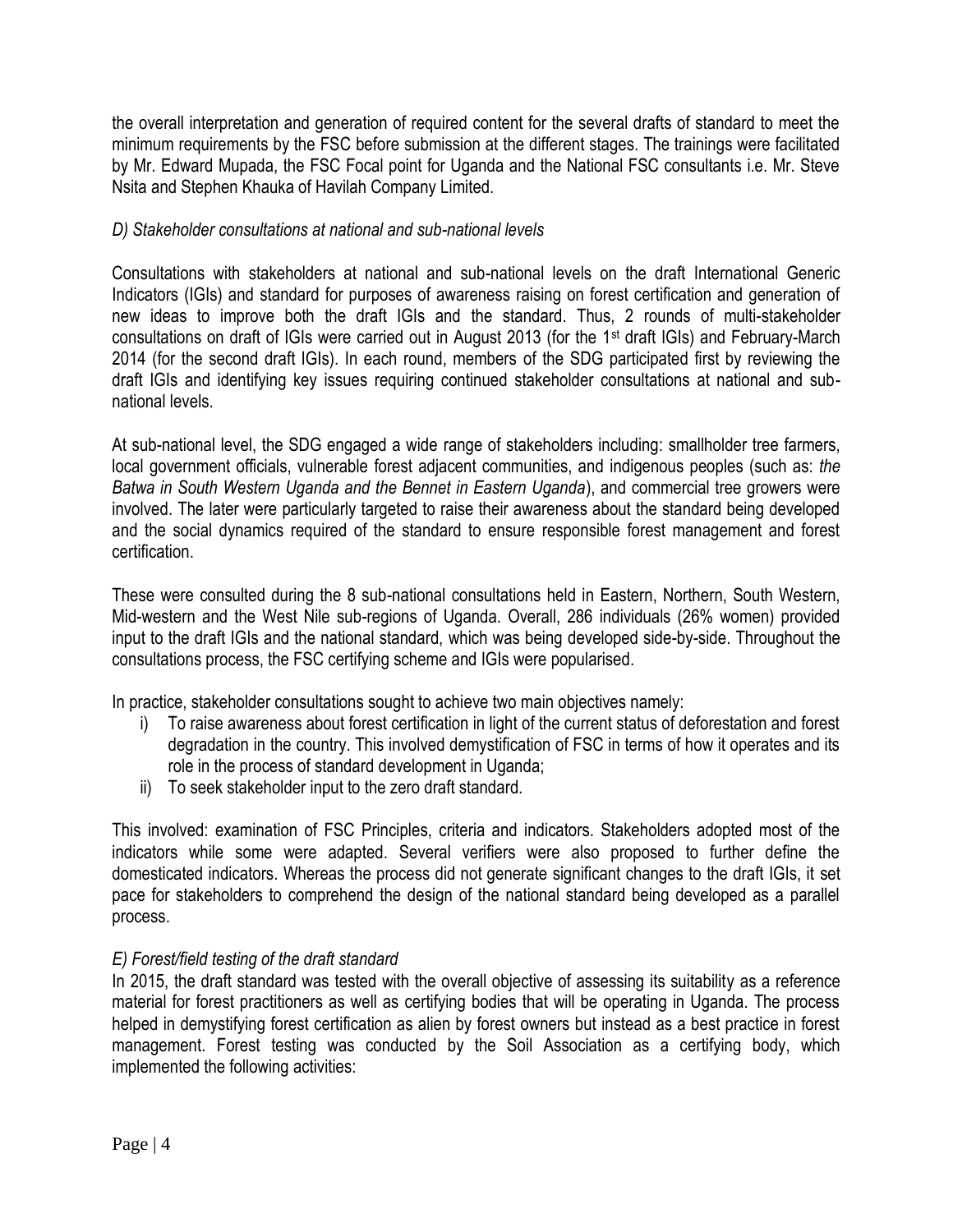the overall interpretation and generation of required content for the several drafts of standard to meet the minimum requirements by the FSC before submission at the different stages. The trainings were facilitated by Mr. Edward Mupada, the FSC Focal point for Uganda and the National FSC consultants i.e. Mr. Steve Nsita and Stephen Khauka of Havilah Company Limited.

*D) Stakeholder consultations at national and sub-national levels*

Consultations with stakeholders at national and sub-national levels on the draft International Generic Indicators (IGIs) and standard for purposes of awareness raising on forest certification and generation of new ideas to improve both the draft IGIs and the standard. Thus, 2 rounds of multi-stakeholder consultations on draft of IGIs were carried out in August 2013 (for the 1st draft IGIs) and February-March 2014 (for the second draft IGIs). In each round, members of the SDG participated first by reviewing the draft IGIs and identifying key issues requiring continued stakeholder consultations at national and sub-national levels.

At sub-national level, the SDG engaged a wide range of stakeholders including: smallholder tree farmers, local government officials, vulnerable forest adjacent communities, and indigenous peoples (such as: *the Batwa in South Western Uganda and the Bennet in Eastern Uganda*), and commercial tree growers were involved. The later were particularly targeted to raise their awareness about the standard being developed and the social dynamics required of the standard to ensure responsible forest management and forest certification.

These were consulted during the 8 sub-national consultations held in Eastern, Northern, South Western, Mid-western and the West Nile sub-regions of Uganda. Overall, 286 individuals (26% women) provided input to the draft IGIs and the national standard, which was being developed side-by-side. Throughout the consultations process, the FSC certifying scheme and IGIs were popularised.

In practice, stakeholder consultations sought to achieve two main objectives namely:

i) To raise awareness about forest certification in light of the current status of deforestation and forest degradation in the country. This involved demystification of FSC in terms of how it operates and its role in the process of standard development in Uganda;
ii) To seek stakeholder input to the zero draft standard.

This involved: examination of FSC Principles, criteria and indicators. Stakeholders adopted most of the indicators while some were adapted. Several verifiers were also proposed to further define the domesticated indicators. Whereas the process did not generate significant changes to the draft IGIs, it set pace for stakeholders to comprehend the design of the national standard being developed as a parallel process.

*E) Forest/field testing of the draft standard*

In 2015, the draft standard was tested with the overall objective of assessing its suitability as a reference material for forest practitioners as well as certifying bodies that will be operating in Uganda. The process helped in demystifying forest certification as alien by forest owners but instead as a best practice in forest management. Forest testing was conducted by the Soil Association as a certifying body, which implemented the following activities: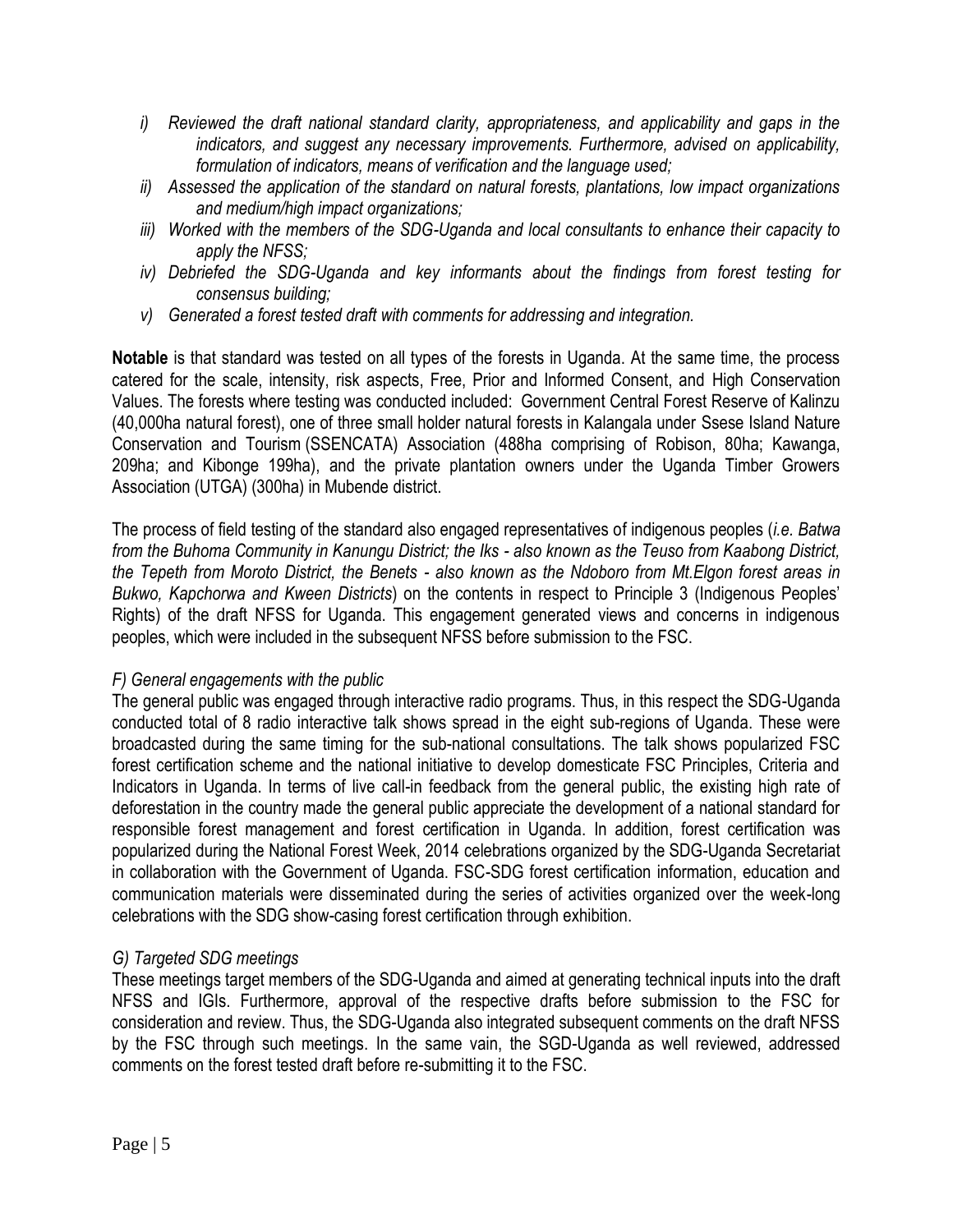- *i) Reviewed the draft national standard clarity, appropriateness, and applicability and gaps in the indicators, and suggest any necessary improvements. Furthermore, advised on applicability, formulation of indicators, means of verification and the language used;*
- *ii) Assessed the application of the standard on natural forests, plantations, low impact organizations and medium/high impact organizations;*
- *iii) Worked with the members of the SDG-Uganda and local consultants to enhance their capacity to apply the NFSS;*
- *iv) Debriefed the SDG-Uganda and key informants about the findings from forest testing for consensus building;*
- *v) Generated a forest tested draft with comments for addressing and integration.*

**Notable** is that standard was tested on all types of the forests in Uganda. At the same time, the process catered for the scale, intensity, risk aspects, Free, Prior and Informed Consent, and High Conservation Values. The forests where testing was conducted included: Government Central Forest Reserve of Kalinzu (40,000ha natural forest), one of three small holder natural forests in Kalangala under Ssese Island Nature Conservation and Tourism (SSENCATA) Association (488ha comprising of Robison, 80ha; Kawanga, 209ha; and Kibonge 199ha), and the private plantation owners under the Uganda Timber Growers Association (UTGA) (300ha) in Mubende district.

The process of field testing of the standard also engaged representatives of indigenous peoples (*i.e. Batwa from the Buhoma Community in Kanungu District; the Iks - also known as the Teuso from Kaabong District, the Tepeth from Moroto District, the Benets - also known as the Ndoboro from Mt.Elgon forest areas in Bukwo, Kapchorwa and Kween Districts*) on the contents in respect to Principle 3 (Indigenous Peoples' Rights) of the draft NFSS for Uganda. This engagement generated views and concerns in indigenous peoples, which were included in the subsequent NFSS before submission to the FSC.

*F) General engagements with the public*

The general public was engaged through interactive radio programs. Thus, in this respect the SDG-Uganda conducted total of 8 radio interactive talk shows spread in the eight sub-regions of Uganda. These were broadcasted during the same timing for the sub-national consultations. The talk shows popularized FSC forest certification scheme and the national initiative to develop domesticate FSC Principles, Criteria and Indicators in Uganda. In terms of live call-in feedback from the general public, the existing high rate of deforestation in the country made the general public appreciate the development of a national standard for responsible forest management and forest certification in Uganda. In addition, forest certification was popularized during the National Forest Week, 2014 celebrations organized by the SDG-Uganda Secretariat in collaboration with the Government of Uganda. FSC-SDG forest certification information, education and communication materials were disseminated during the series of activities organized over the week-long celebrations with the SDG show-casing forest certification through exhibition.

*G) Targeted SDG meetings*

These meetings target members of the SDG-Uganda and aimed at generating technical inputs into the draft NFSS and IGIs. Furthermore, approval of the respective drafts before submission to the FSC for consideration and review. Thus, the SDG-Uganda also integrated subsequent comments on the draft NFSS by the FSC through such meetings. In the same vain, the SGD-Uganda as well reviewed, addressed comments on the forest tested draft before re-submitting it to the FSC.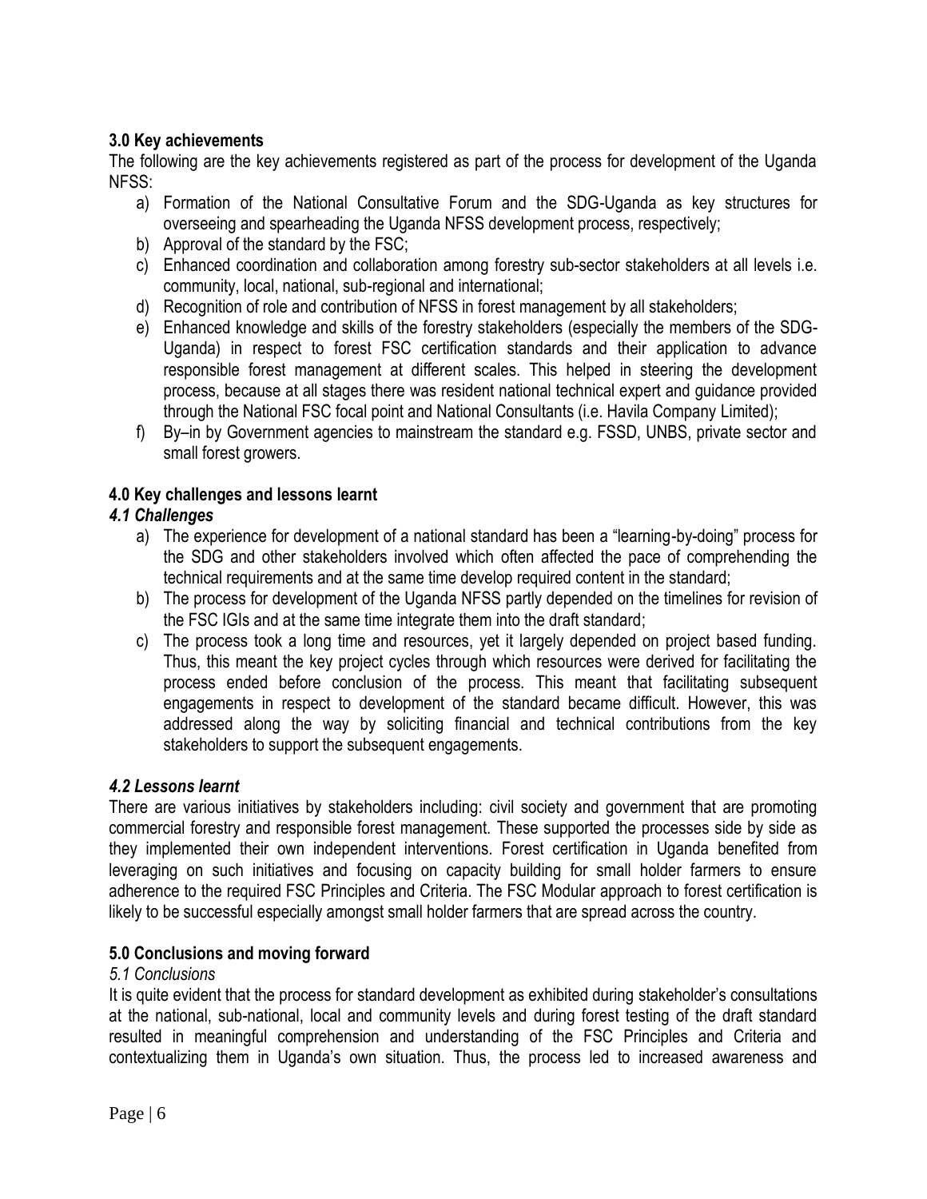### 3.0 Key achievements

The following are the key achievements registered as part of the process for development of the Uganda NFSS:

a) Formation of the National Consultative Forum and the SDG-Uganda as key structures for overseeing and spearheading the Uganda NFSS development process, respectively;
b) Approval of the standard by the FSC;
c) Enhanced coordination and collaboration among forestry sub-sector stakeholders at all levels i.e. community, local, national, sub-regional and international;
d) Recognition of role and contribution of NFSS in forest management by all stakeholders;
e) Enhanced knowledge and skills of the forestry stakeholders (especially the members of the SDG-Uganda) in respect to forest FSC certification standards and their application to advance responsible forest management at different scales. This helped in steering the development process, because at all stages there was resident national technical expert and guidance provided through the National FSC focal point and National Consultants (i.e. Havila Company Limited);
f) By–in by Government agencies to mainstream the standard e.g. FSSD, UNBS, private sector and small forest growers.

### 4.0 Key challenges and lessons learnt

#### *4.1 Challenges*

a) The experience for development of a national standard has been a "learning-by-doing" process for the SDG and other stakeholders involved which often affected the pace of comprehending the technical requirements and at the same time develop required content in the standard;
b) The process for development of the Uganda NFSS partly depended on the timelines for revision of the FSC IGIs and at the same time integrate them into the draft standard;
c) The process took a long time and resources, yet it largely depended on project based funding. Thus, this meant the key project cycles through which resources were derived for facilitating the process ended before conclusion of the process. This meant that facilitating subsequent engagements in respect to development of the standard became difficult. However, this was addressed along the way by soliciting financial and technical contributions from the key stakeholders to support the subsequent engagements.

#### *4.2 Lessons learnt*

There are various initiatives by stakeholders including: civil society and government that are promoting commercial forestry and responsible forest management. These supported the processes side by side as they implemented their own independent interventions. Forest certification in Uganda benefited from leveraging on such initiatives and focusing on capacity building for small holder farmers to ensure adherence to the required FSC Principles and Criteria. The FSC Modular approach to forest certification is likely to be successful especially amongst small holder farmers that are spread across the country.

### 5.0 Conclusions and moving forward

#### *5.1 Conclusions*

It is quite evident that the process for standard development as exhibited during stakeholder's consultations at the national, sub-national, local and community levels and during forest testing of the draft standard resulted in meaningful comprehension and understanding of the FSC Principles and Criteria and contextualizing them in Uganda's own situation. Thus, the process led to increased awareness and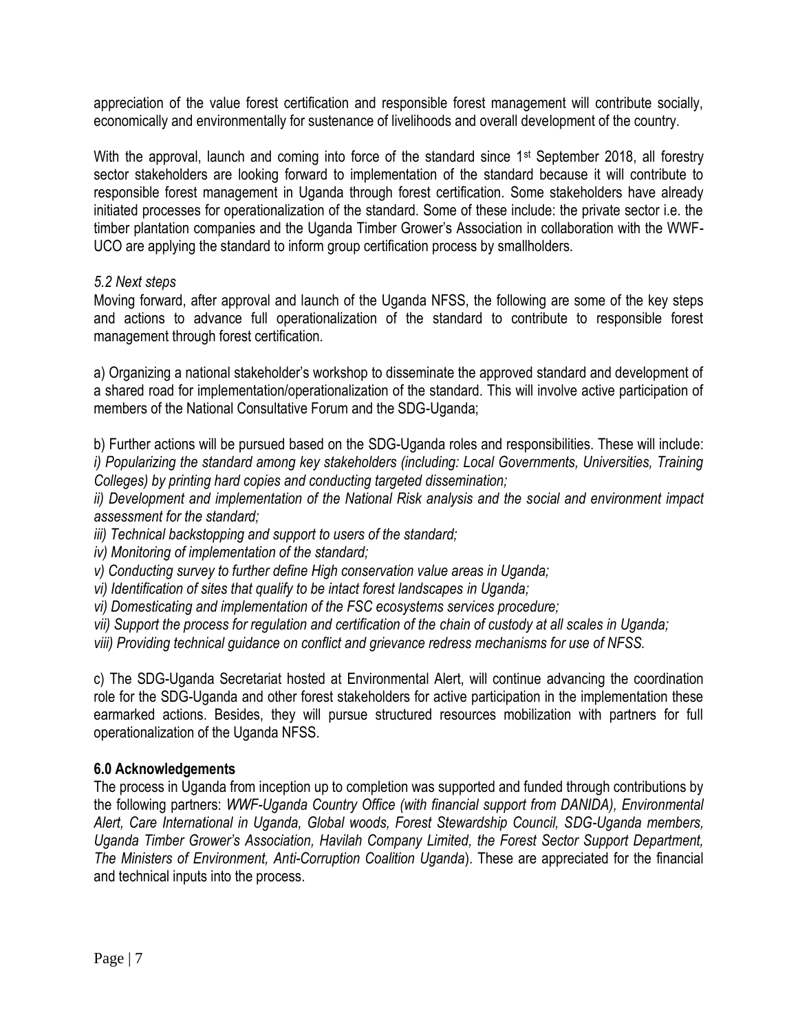appreciation of the value forest certification and responsible forest management will contribute socially, economically and environmentally for sustenance of livelihoods and overall development of the country.

With the approval, launch and coming into force of the standard since 1st September 2018, all forestry sector stakeholders are looking forward to implementation of the standard because it will contribute to responsible forest management in Uganda through forest certification. Some stakeholders have already initiated processes for operationalization of the standard. Some of these include: the private sector i.e. the timber plantation companies and the Uganda Timber Grower's Association in collaboration with the WWF-UCO are applying the standard to inform group certification process by smallholders.

*5.2 Next steps*

Moving forward, after approval and launch of the Uganda NFSS, the following are some of the key steps and actions to advance full operationalization of the standard to contribute to responsible forest management through forest certification.

a) Organizing a national stakeholder's workshop to disseminate the approved standard and development of a shared road for implementation/operationalization of the standard. This will involve active participation of members of the National Consultative Forum and the SDG-Uganda;

b) Further actions will be pursued based on the SDG-Uganda roles and responsibilities. These will include:
*i) Popularizing the standard among key stakeholders (including: Local Governments, Universities, Training Colleges) by printing hard copies and conducting targeted dissemination;*
*ii) Development and implementation of the National Risk analysis and the social and environment impact assessment for the standard;*
*iii) Technical backstopping and support to users of the standard;*
*iv) Monitoring of implementation of the standard;*
*v) Conducting survey to further define High conservation value areas in Uganda;*
*vi) Identification of sites that qualify to be intact forest landscapes in Uganda;*
*vi) Domesticating and implementation of the FSC ecosystems services procedure;*
*vii) Support the process for regulation and certification of the chain of custody at all scales in Uganda;*
*viii) Providing technical guidance on conflict and grievance redress mechanisms for use of NFSS.*

c) The SDG-Uganda Secretariat hosted at Environmental Alert, will continue advancing the coordination role for the SDG-Uganda and other forest stakeholders for active participation in the implementation these earmarked actions. Besides, they will pursue structured resources mobilization with partners for full operationalization of the Uganda NFSS.

## 6.0 Acknowledgements

The process in Uganda from inception up to completion was supported and funded through contributions by the following partners: *WWF-Uganda Country Office (with financial support from DANIDA), Environmental Alert, Care International in Uganda, Global woods, Forest Stewardship Council, SDG-Uganda members, Uganda Timber Grower's Association, Havilah Company Limited, the Forest Sector Support Department, The Ministers of Environment, Anti-Corruption Coalition Uganda*). These are appreciated for the financial and technical inputs into the process.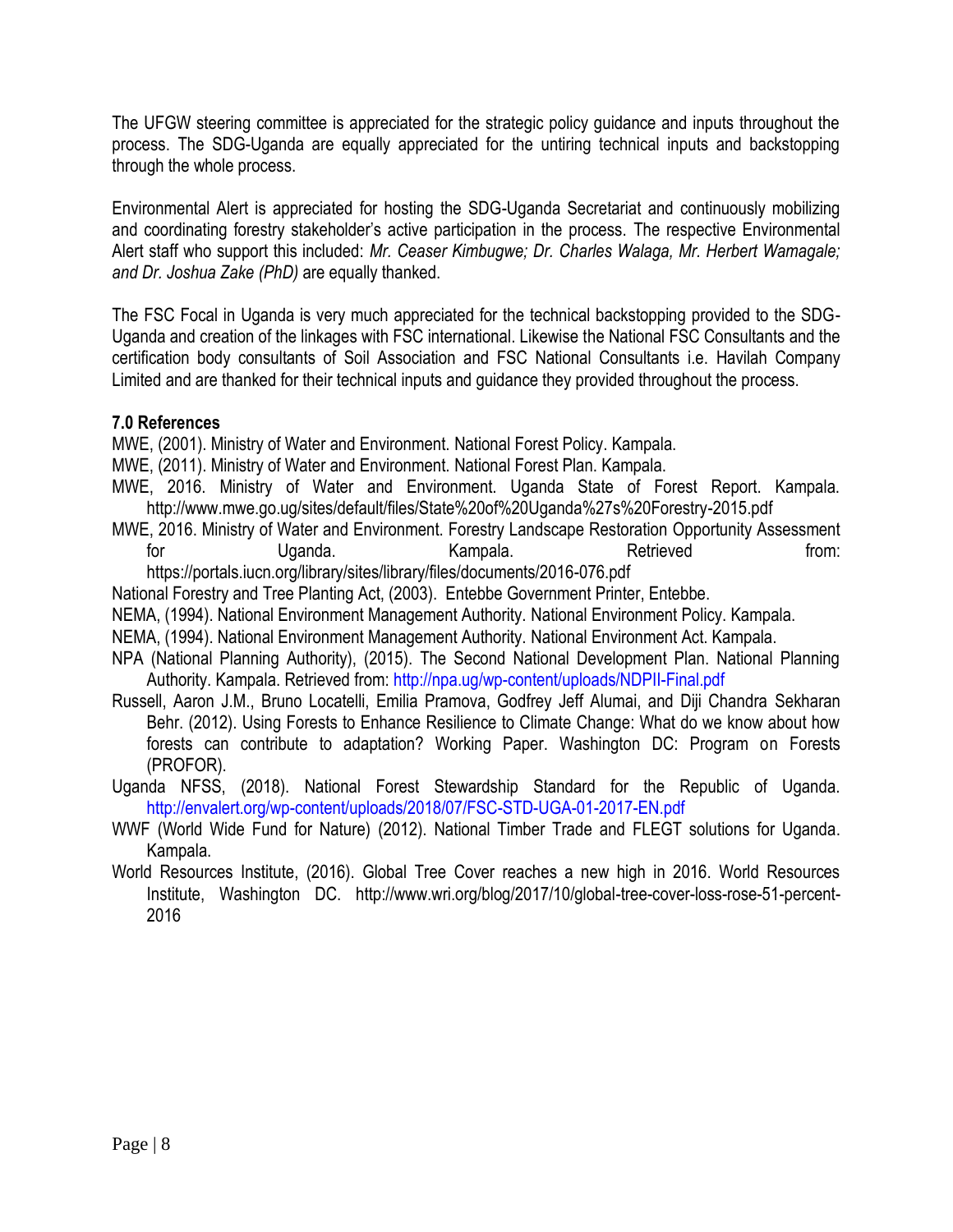The UFGW steering committee is appreciated for the strategic policy guidance and inputs throughout the process. The SDG-Uganda are equally appreciated for the untiring technical inputs and backstopping through the whole process.

Environmental Alert is appreciated for hosting the SDG-Uganda Secretariat and continuously mobilizing and coordinating forestry stakeholder's active participation in the process. The respective Environmental Alert staff who support this included: *Mr. Ceaser Kimbugwe; Dr. Charles Walaga, Mr. Herbert Wamagale; and Dr. Joshua Zake (PhD)* are equally thanked.

The FSC Focal in Uganda is very much appreciated for the technical backstopping provided to the SDG-Uganda and creation of the linkages with FSC international. Likewise the National FSC Consultants and the certification body consultants of Soil Association and FSC National Consultants i.e. Havilah Company Limited and are thanked for their technical inputs and guidance they provided throughout the process.

## 7.0 References

MWE, (2001). Ministry of Water and Environment. National Forest Policy. Kampala.

MWE, (2011). Ministry of Water and Environment. National Forest Plan. Kampala.

MWE, 2016. Ministry of Water and Environment. Uganda State of Forest Report. Kampala. http://www.mwe.go.ug/sites/default/files/State%20of%20Uganda%27s%20Forestry-2015.pdf

MWE, 2016. Ministry of Water and Environment. Forestry Landscape Restoration Opportunity Assessment for Uganda. Kampala. Retrieved from: https://portals.iucn.org/library/sites/library/files/documents/2016-076.pdf

National Forestry and Tree Planting Act, (2003). Entebbe Government Printer, Entebbe.

NEMA, (1994). National Environment Management Authority. National Environment Policy. Kampala.

NEMA, (1994). National Environment Management Authority. National Environment Act. Kampala.

NPA (National Planning Authority), (2015). The Second National Development Plan. National Planning Authority. Kampala. Retrieved from: http://npa.ug/wp-content/uploads/NDPII-Final.pdf

Russell, Aaron J.M., Bruno Locatelli, Emilia Pramova, Godfrey Jeff Alumai, and Diji Chandra Sekharan Behr. (2012). Using Forests to Enhance Resilience to Climate Change: What do we know about how forests can contribute to adaptation? Working Paper. Washington DC: Program on Forests (PROFOR).

Uganda NFSS, (2018). National Forest Stewardship Standard for the Republic of Uganda. http://envalert.org/wp-content/uploads/2018/07/FSC-STD-UGA-01-2017-EN.pdf

WWF (World Wide Fund for Nature) (2012). National Timber Trade and FLEGT solutions for Uganda. Kampala.

World Resources Institute, (2016). Global Tree Cover reaches a new high in 2016. World Resources Institute, Washington DC. http://www.wri.org/blog/2017/10/global-tree-cover-loss-rose-51-percent-2016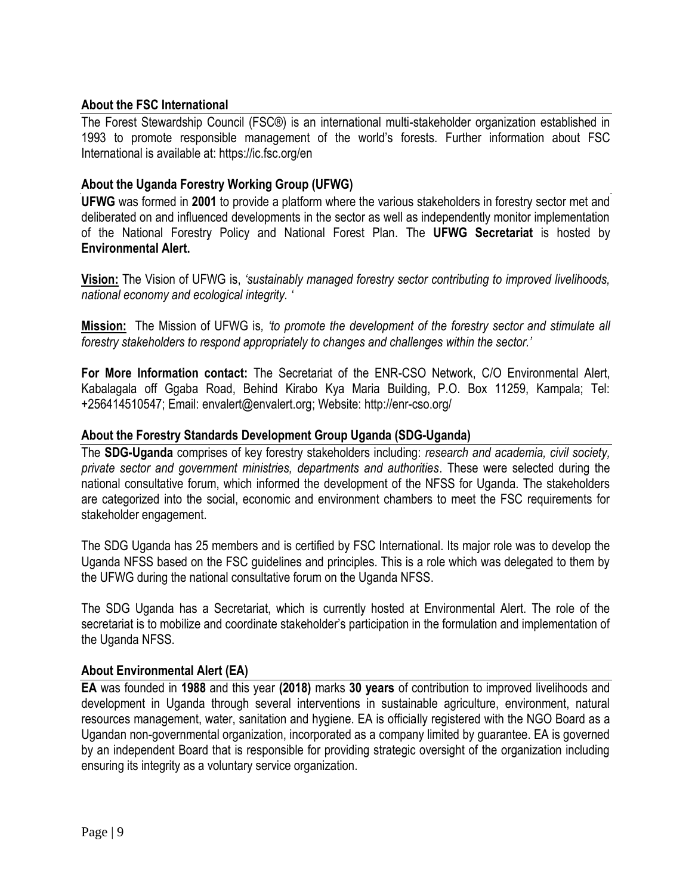## About the FSC International

The Forest Stewardship Council (FSC®) is an international multi-stakeholder organization established in 1993 to promote responsible management of the world's forests. Further information about FSC International is available at: https://ic.fsc.org/en

## About the Uganda Forestry Working Group (UFWG)

**UFWG** was formed in **2001** to provide a platform where the various stakeholders in forestry sector met and deliberated on and influenced developments in the sector as well as independently monitor implementation of the National Forestry Policy and National Forest Plan. The **UFWG Secretariat** is hosted by **Environmental Alert.**

**Vision:** The Vision of UFWG is, *'sustainably managed forestry sector contributing to improved livelihoods, national economy and ecological integrity. '*

**Mission:** The Mission of UFWG is, *'to promote the development of the forestry sector and stimulate all forestry stakeholders to respond appropriately to changes and challenges within the sector.'*

**For More Information contact:** The Secretariat of the ENR-CSO Network, C/O Environmental Alert, Kabalagala off Ggaba Road, Behind Kirabo Kya Maria Building, P.O. Box 11259, Kampala; Tel: +256414510547; Email: envalert@envalert.org; Website: http://enr-cso.org/

## About the Forestry Standards Development Group Uganda (SDG-Uganda)

The **SDG-Uganda** comprises of key forestry stakeholders including: *research and academia, civil society, private sector and government ministries, departments and authorities*. These were selected during the national consultative forum, which informed the development of the NFSS for Uganda. The stakeholders are categorized into the social, economic and environment chambers to meet the FSC requirements for stakeholder engagement.

The SDG Uganda has 25 members and is certified by FSC International. Its major role was to develop the Uganda NFSS based on the FSC guidelines and principles. This is a role which was delegated to them by the UFWG during the national consultative forum on the Uganda NFSS.

The SDG Uganda has a Secretariat, which is currently hosted at Environmental Alert. The role of the secretariat is to mobilize and coordinate stakeholder's participation in the formulation and implementation of the Uganda NFSS.

## About Environmental Alert (EA)

**EA** was founded in **1988** and this year **(2018)** marks **30 years** of contribution to improved livelihoods and development in Uganda through several interventions in sustainable agriculture, environment, natural resources management, water, sanitation and hygiene. EA is officially registered with the NGO Board as a Ugandan non-governmental organization, incorporated as a company limited by guarantee. EA is governed by an independent Board that is responsible for providing strategic oversight of the organization including ensuring its integrity as a voluntary service organization.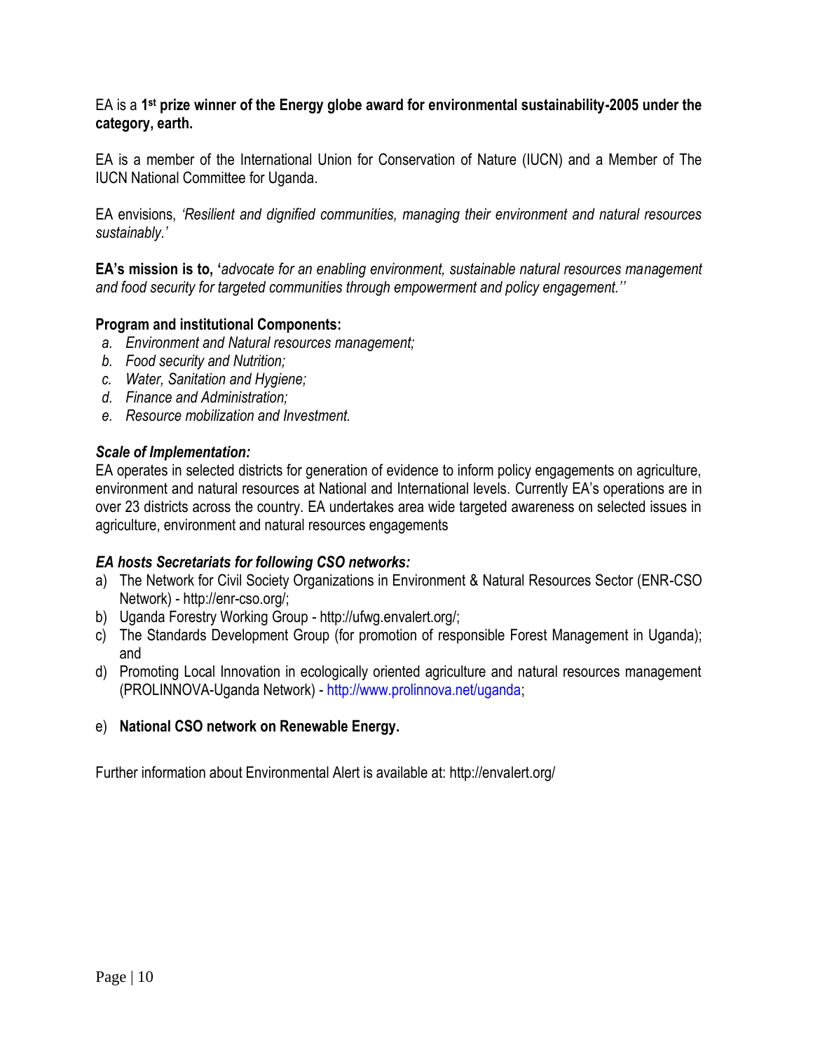EA is a **1st prize winner of the Energy globe award for environmental sustainability-2005 under the category, earth.**

EA is a member of the International Union for Conservation of Nature (IUCN) and a Member of The IUCN National Committee for Uganda.

EA envisions, *'Resilient and dignified communities, managing their environment and natural resources sustainably.'*

**EA's mission is to, '***advocate for an enabling environment, sustainable natural resources management and food security for targeted communities through empowerment and policy engagement.''*

**Program and institutional Components:**

a. *Environment and Natural resources management;*
b. *Food security and Nutrition;*
c. *Water, Sanitation and Hygiene;*
d. *Finance and Administration;*
e. *Resource mobilization and Investment.*

***Scale of Implementation:***

EA operates in selected districts for generation of evidence to inform policy engagements on agriculture, environment and natural resources at National and International levels. Currently EA's operations are in over 23 districts across the country. EA undertakes area wide targeted awareness on selected issues in agriculture, environment and natural resources engagements

***EA hosts Secretariats for following CSO networks:***

a) The Network for Civil Society Organizations in Environment & Natural Resources Sector (ENR-CSO Network) - http://enr-cso.org/;
b) Uganda Forestry Working Group - http://ufwg.envalert.org/;
c) The Standards Development Group (for promotion of responsible Forest Management in Uganda); and
d) Promoting Local Innovation in ecologically oriented agriculture and natural resources management (PROLINNOVA-Uganda Network) - http://www.prolinnova.net/uganda;

e) **National CSO network on Renewable Energy.**

Further information about Environmental Alert is available at: http://envalert.org/